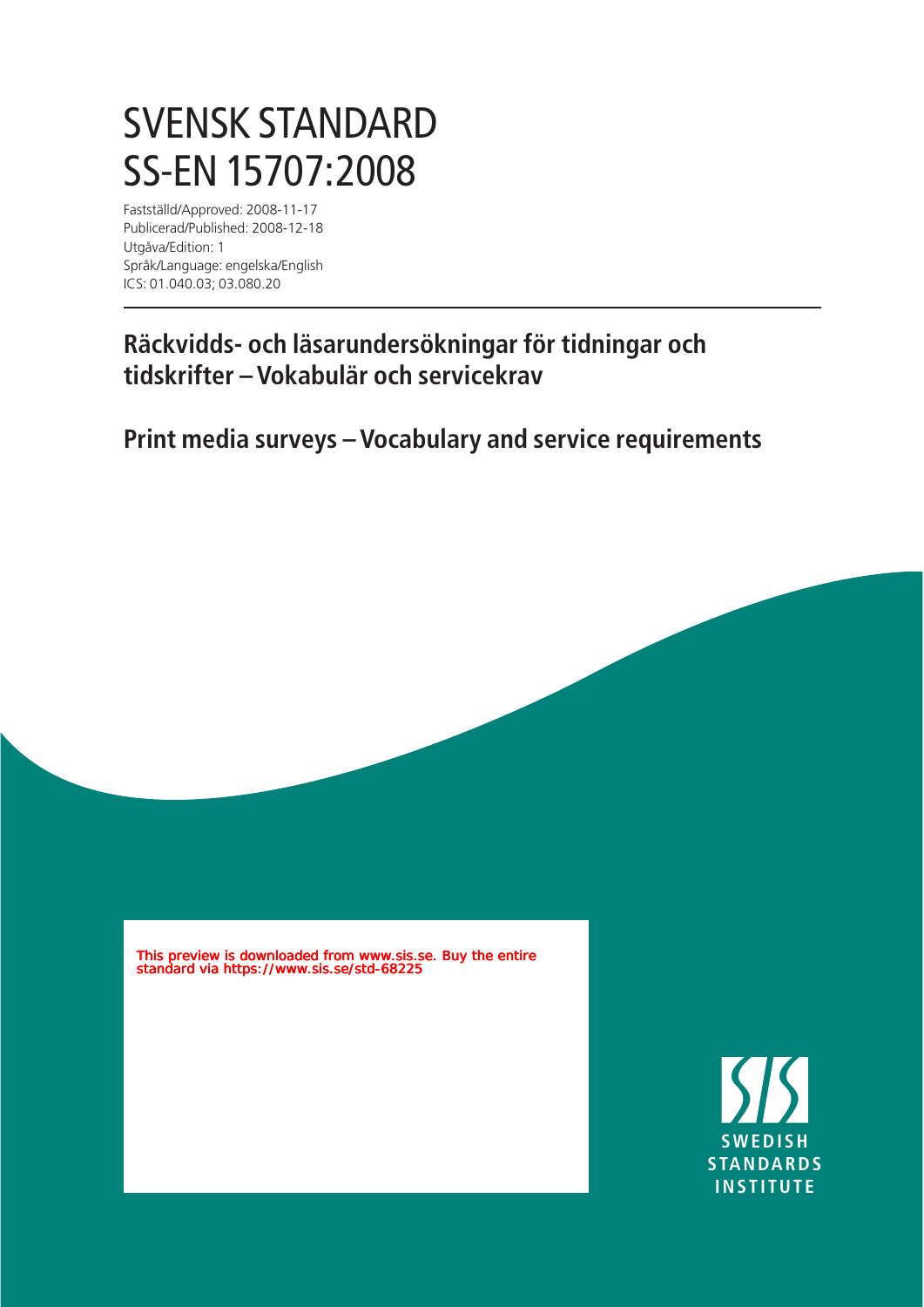# SVENSK STANDARD
# SS-EN 15707:2008

Fastställd/Approved: 2008-11-17
Publicerad/Published: 2008-12-18
Utgåva/Edition: 1
Språk/Language: engelska/English
ICS: 01.040.03; 03.080.20

## Räckvidds- och läsarundersökningar för tidningar och tidskrifter – Vokabulär och servicekrav

## Print media surveys – Vocabulary and service requirements

This preview is downloaded from www.sis.se. Buy the entire standard via https://www.sis.se/std-68225

SWEDISH STANDARDS INSTITUTE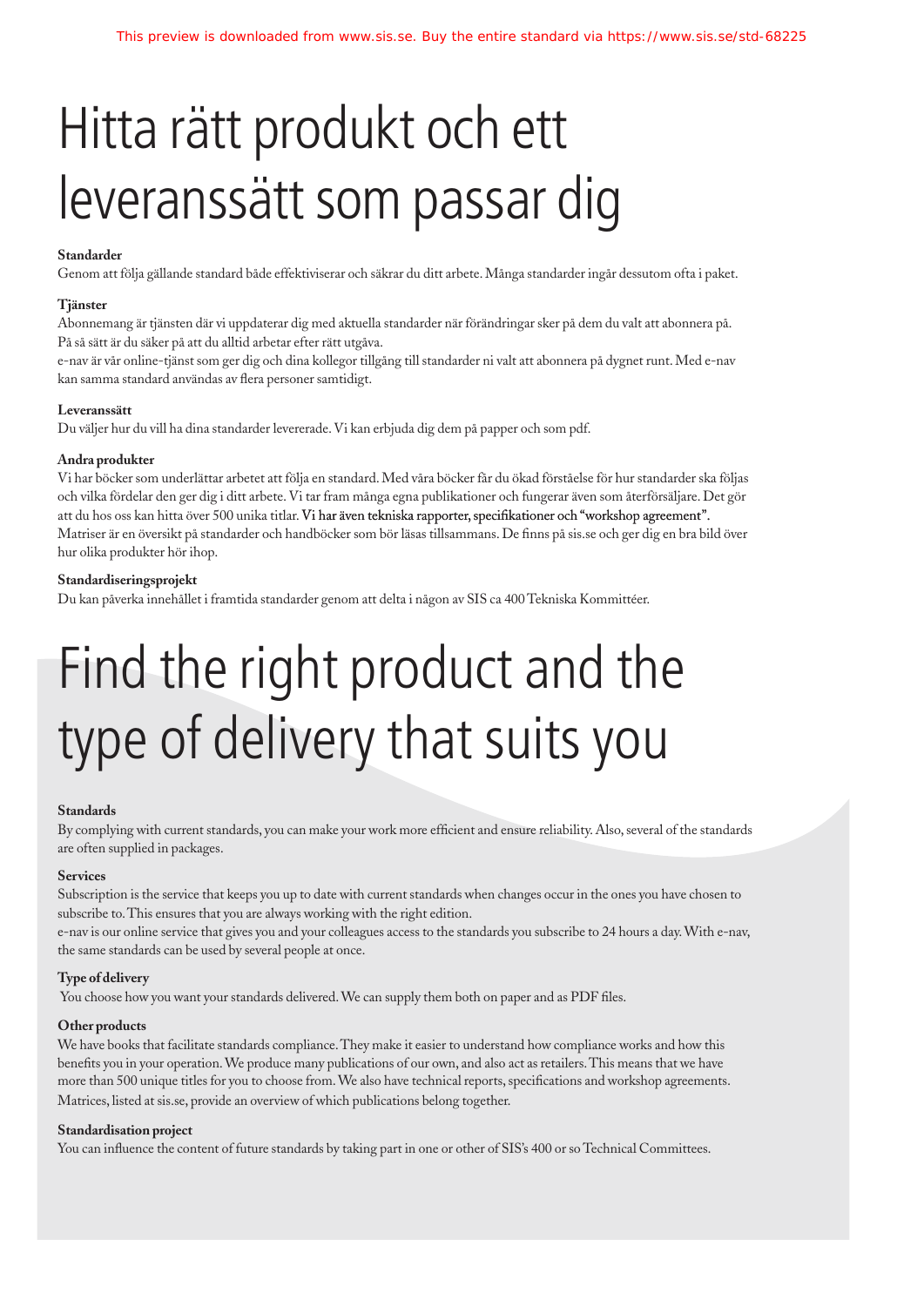# Hitta rätt produkt och ett leveranssätt som passar dig

**Standarder**

Genom att följa gällande standard både effektiviserar och säkrar du ditt arbete. Många standarder ingår dessutom ofta i paket.

**Tjänster**

Abonnemang är tjänsten där vi uppdaterar dig med aktuella standarder när förändringar sker på dem du valt att abonnera på. På så sätt är du säker på att du alltid arbetar efter rätt utgåva.

e-nav är vår online-tjänst som ger dig och dina kollegor tillgång till standarder ni valt att abonnera på dygnet runt. Med e-nav kan samma standard användas av flera personer samtidigt.

**Leveranssätt**

Du väljer hur du vill ha dina standarder levererade. Vi kan erbjuda dig dem på papper och som pdf.

**Andra produkter**

Vi har böcker som underlättar arbetet att följa en standard. Med våra böcker får du ökad förståelse för hur standarder ska följas och vilka fördelar den ger dig i ditt arbete. Vi tar fram många egna publikationer och fungerar även som återförsäljare. Det gör att du hos oss kan hitta över 500 unika titlar. Vi har även tekniska rapporter, specifikationer och "workshop agreement". Matriser är en översikt på standarder och handböcker som bör läsas tillsammans. De finns på sis.se och ger dig en bra bild över hur olika produkter hör ihop.

**Standardiseringsprojekt**

Du kan påverka innehållet i framtida standarder genom att delta i någon av SIS ca 400 Tekniska Kommittéer.

# Find the right product and the type of delivery that suits you

**Standards**

By complying with current standards, you can make your work more efficient and ensure reliability. Also, several of the standards are often supplied in packages.

**Services**

Subscription is the service that keeps you up to date with current standards when changes occur in the ones you have chosen to subscribe to. This ensures that you are always working with the right edition.

e-nav is our online service that gives you and your colleagues access to the standards you subscribe to 24 hours a day. With e-nav, the same standards can be used by several people at once.

**Type of delivery**

You choose how you want your standards delivered. We can supply them both on paper and as PDF files.

**Other products**

We have books that facilitate standards compliance. They make it easier to understand how compliance works and how this benefits you in your operation. We produce many publications of our own, and also act as retailers. This means that we have more than 500 unique titles for you to choose from. We also have technical reports, specifications and workshop agreements. Matrices, listed at sis.se, provide an overview of which publications belong together.

**Standardisation project**

You can influence the content of future standards by taking part in one or other of SIS's 400 or so Technical Committees.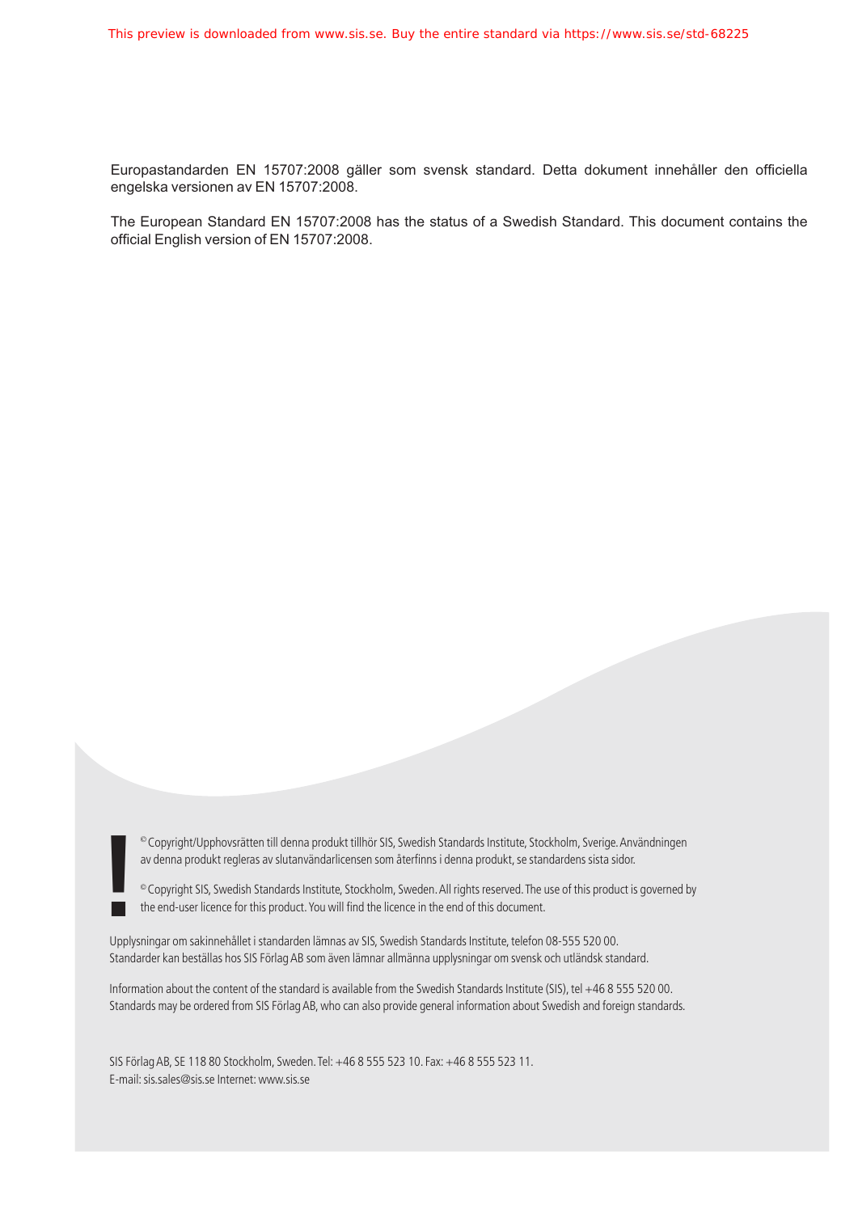Europastandarden EN 15707:2008 gäller som svensk standard. Detta dokument innehåller den officiella engelska versionen av EN 15707:2008.

The European Standard EN 15707:2008 has the status of a Swedish Standard. This document contains the official English version of EN 15707:2008.

© Copyright/Upphovsrätten till denna produkt tillhör SIS, Swedish Standards Institute, Stockholm, Sverige. Användningen av denna produkt regleras av slutanvändarlicensen som återfinns i denna produkt, se standardens sista sidor.

© Copyright SIS, Swedish Standards Institute, Stockholm, Sweden. All rights reserved. The use of this product is governed by the end-user licence for this product. You will find the licence in the end of this document.

Upplysningar om sakinnehållet i standarden lämnas av SIS, Swedish Standards Institute, telefon 08-555 520 00. Standarder kan beställas hos SIS Förlag AB som även lämnar allmänna upplysningar om svensk och utländsk standard.

Information about the content of the standard is available from the Swedish Standards Institute (SIS), tel +46 8 555 520 00. Standards may be ordered from SIS Förlag AB, who can also provide general information about Swedish and foreign standards.

SIS Förlag AB, SE 118 80 Stockholm, Sweden. Tel: +46 8 555 523 10. Fax: +46 8 555 523 11.
E-mail: sis.sales@sis.se Internet: www.sis.se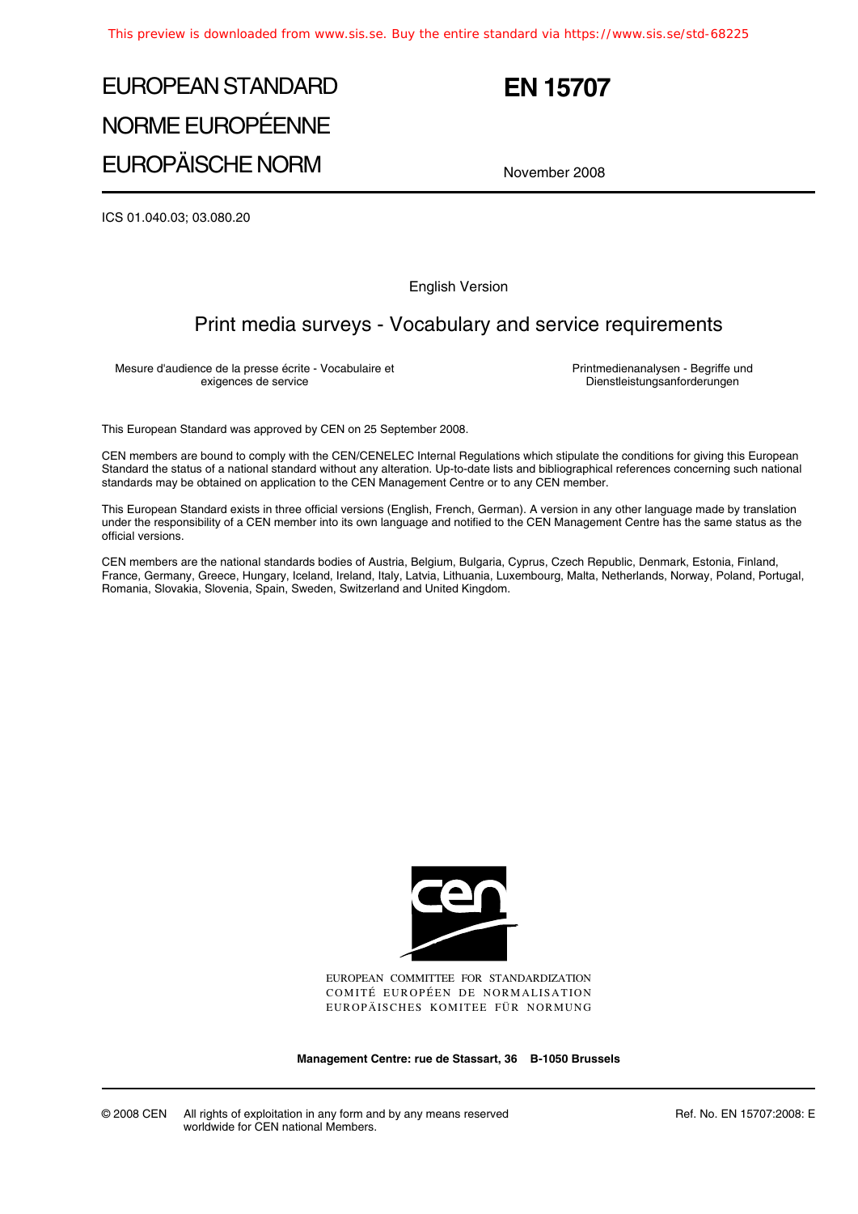# EUROPEAN STANDARD
# NORME EUROPÉENNE
# EUROPÄISCHE NORM

# EN 15707

November 2008

ICS 01.040.03; 03.080.20

English Version

## Print media surveys - Vocabulary and service requirements

Mesure d'audience de la presse écrite - Vocabulaire et exigences de service

Printmedienanalysen - Begriffe und Dienstleistungsanforderungen

This European Standard was approved by CEN on 25 September 2008.

CEN members are bound to comply with the CEN/CENELEC Internal Regulations which stipulate the conditions for giving this European Standard the status of a national standard without any alteration. Up-to-date lists and bibliographical references concerning such national standards may be obtained on application to the CEN Management Centre or to any CEN member.

This European Standard exists in three official versions (English, French, German). A version in any other language made by translation under the responsibility of a CEN member into its own language and notified to the CEN Management Centre has the same status as the official versions.

CEN members are the national standards bodies of Austria, Belgium, Bulgaria, Cyprus, Czech Republic, Denmark, Estonia, Finland, France, Germany, Greece, Hungary, Iceland, Ireland, Italy, Latvia, Lithuania, Luxembourg, Malta, Netherlands, Norway, Poland, Portugal, Romania, Slovakia, Slovenia, Spain, Sweden, Switzerland and United Kingdom.

EUROPEAN COMMITTEE FOR STANDARDIZATION
COMITÉ EUROPÉEN DE NORMALISATION
EUROPÄISCHES KOMITEE FÜR NORMUNG

**Management Centre: rue de Stassart, 36 B-1050 Brussels**

© 2008 CEN All rights of exploitation in any form and by any means reserved worldwide for CEN national Members.

Ref. No. EN 15707:2008: E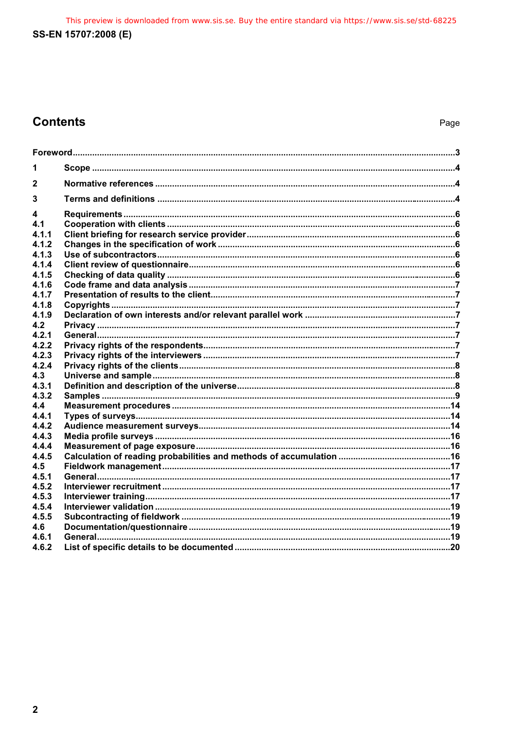## Contents

| | | Page |
|---|---|---|
| **Foreword** | | **3** |
| **1** | **Scope** | **4** |
| **2** | **Normative references** | **4** |
| **3** | **Terms and definitions** | **4** |
| **4** | **Requirements** | **6** |
| **4.1** | **Cooperation with clients** | **6** |
| **4.1.1** | **Client briefing for research service provider** | **6** |
| **4.1.2** | **Changes in the specification of work** | **6** |
| **4.1.3** | **Use of subcontractors** | **6** |
| **4.1.4** | **Client review of questionnaire** | **6** |
| **4.1.5** | **Checking of data quality** | **6** |
| **4.1.6** | **Code frame and data analysis** | **7** |
| **4.1.7** | **Presentation of results to the client** | **7** |
| **4.1.8** | **Copyrights** | **7** |
| **4.1.9** | **Declaration of own interests and/or relevant parallel work** | **7** |
| **4.2** | **Privacy** | **7** |
| **4.2.1** | **General** | **7** |
| **4.2.2** | **Privacy rights of the respondents** | **7** |
| **4.2.3** | **Privacy rights of the interviewers** | **7** |
| **4.2.4** | **Privacy rights of the clients** | **8** |
| **4.3** | **Universe and sample** | **8** |
| **4.3.1** | **Definition and description of the universe** | **8** |
| **4.3.2** | **Samples** | **9** |
| **4.4** | **Measurement procedures** | **14** |
| **4.4.1** | **Types of surveys** | **14** |
| **4.4.2** | **Audience measurement surveys** | **14** |
| **4.4.3** | **Media profile surveys** | **16** |
| **4.4.4** | **Measurement of page exposure** | **16** |
| **4.4.5** | **Calculation of reading probabilities and methods of accumulation** | **16** |
| **4.5** | **Fieldwork management** | **17** |
| **4.5.1** | **General** | **17** |
| **4.5.2** | **Interviewer recruitment** | **17** |
| **4.5.3** | **Interviewer training** | **17** |
| **4.5.4** | **Interviewer validation** | **19** |
| **4.5.5** | **Subcontracting of fieldwork** | **19** |
| **4.6** | **Documentation/questionnaire** | **19** |
| **4.6.1** | **General** | **19** |
| **4.6.2** | **List of specific details to be documented** | **20** |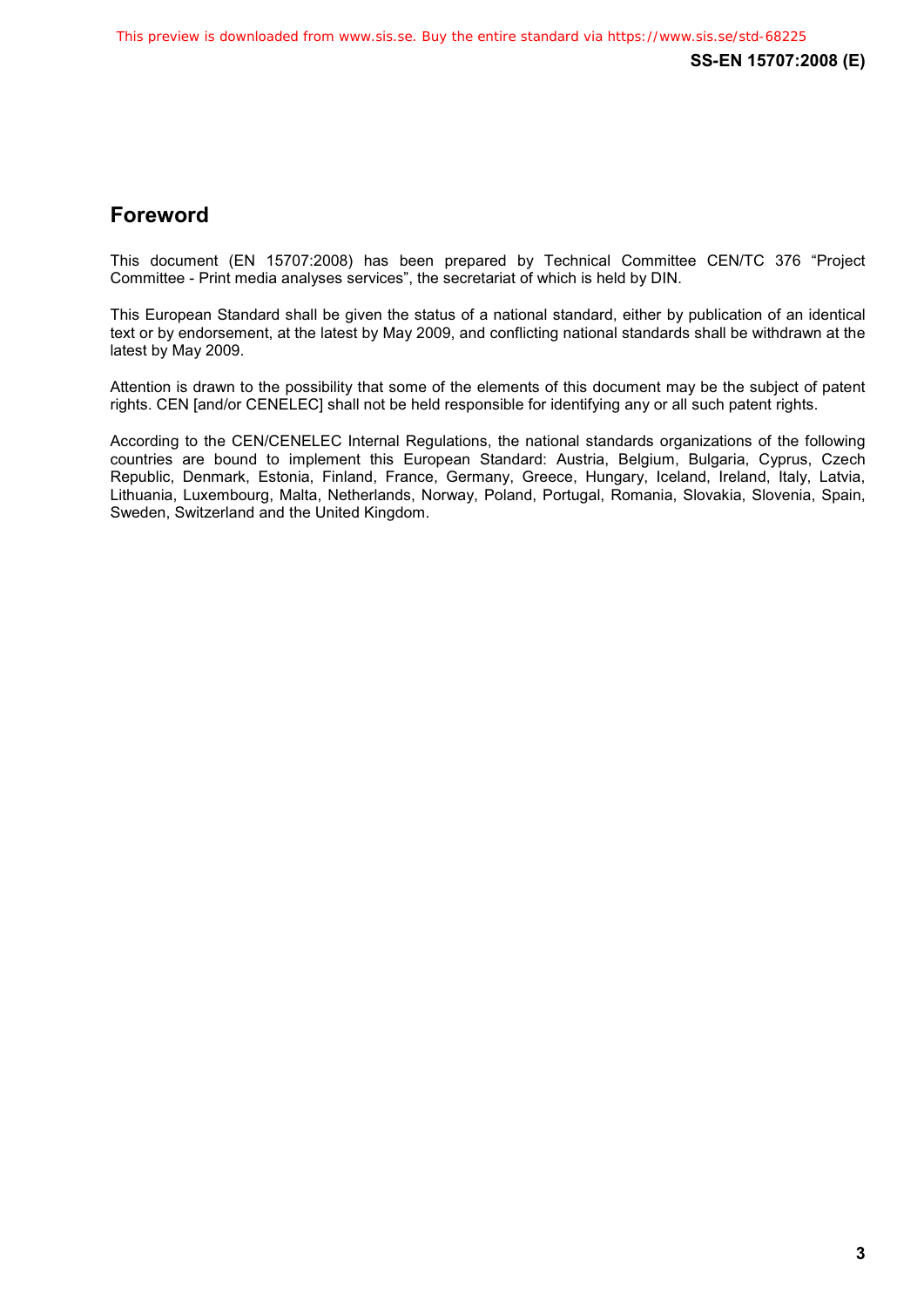## Foreword

This document (EN 15707:2008) has been prepared by Technical Committee CEN/TC 376 “Project Committee - Print media analyses services”, the secretariat of which is held by DIN.

This European Standard shall be given the status of a national standard, either by publication of an identical text or by endorsement, at the latest by May 2009, and conflicting national standards shall be withdrawn at the latest by May 2009.

Attention is drawn to the possibility that some of the elements of this document may be the subject of patent rights. CEN [and/or CENELEC] shall not be held responsible for identifying any or all such patent rights.

According to the CEN/CENELEC Internal Regulations, the national standards organizations of the following countries are bound to implement this European Standard: Austria, Belgium, Bulgaria, Cyprus, Czech Republic, Denmark, Estonia, Finland, France, Germany, Greece, Hungary, Iceland, Ireland, Italy, Latvia, Lithuania, Luxembourg, Malta, Netherlands, Norway, Poland, Portugal, Romania, Slovakia, Slovenia, Spain, Sweden, Switzerland and the United Kingdom.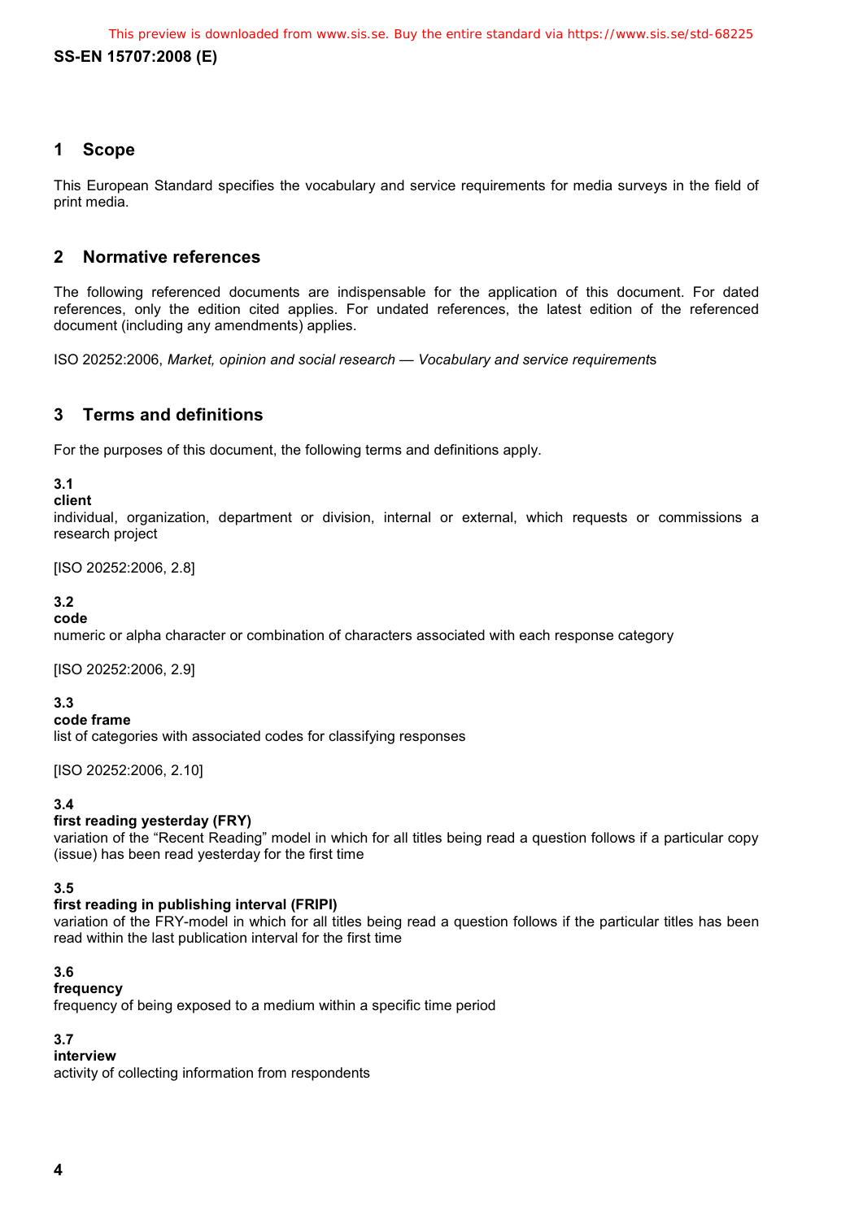## 1 Scope

This European Standard specifies the vocabulary and service requirements for media surveys in the field of print media.

## 2 Normative references

The following referenced documents are indispensable for the application of this document. For dated references, only the edition cited applies. For undated references, the latest edition of the referenced document (including any amendments) applies.

ISO 20252:2006, *Market, opinion and social research — Vocabulary and service requirement*s

## 3 Terms and definitions

For the purposes of this document, the following terms and definitions apply.

**3.1**
**client**
individual, organization, department or division, internal or external, which requests or commissions a research project

[ISO 20252:2006, 2.8]

**3.2**
**code**
numeric or alpha character or combination of characters associated with each response category

[ISO 20252:2006, 2.9]

**3.3**
**code frame**
list of categories with associated codes for classifying responses

[ISO 20252:2006, 2.10]

**3.4**
**first reading yesterday (FRY)**
variation of the "Recent Reading" model in which for all titles being read a question follows if a particular copy (issue) has been read yesterday for the first time

**3.5**
**first reading in publishing interval (FRIPI)**
variation of the FRY-model in which for all titles being read a question follows if the particular titles has been read within the last publication interval for the first time

**3.6**
**frequency**
frequency of being exposed to a medium within a specific time period

**3.7**
**interview**
activity of collecting information from respondents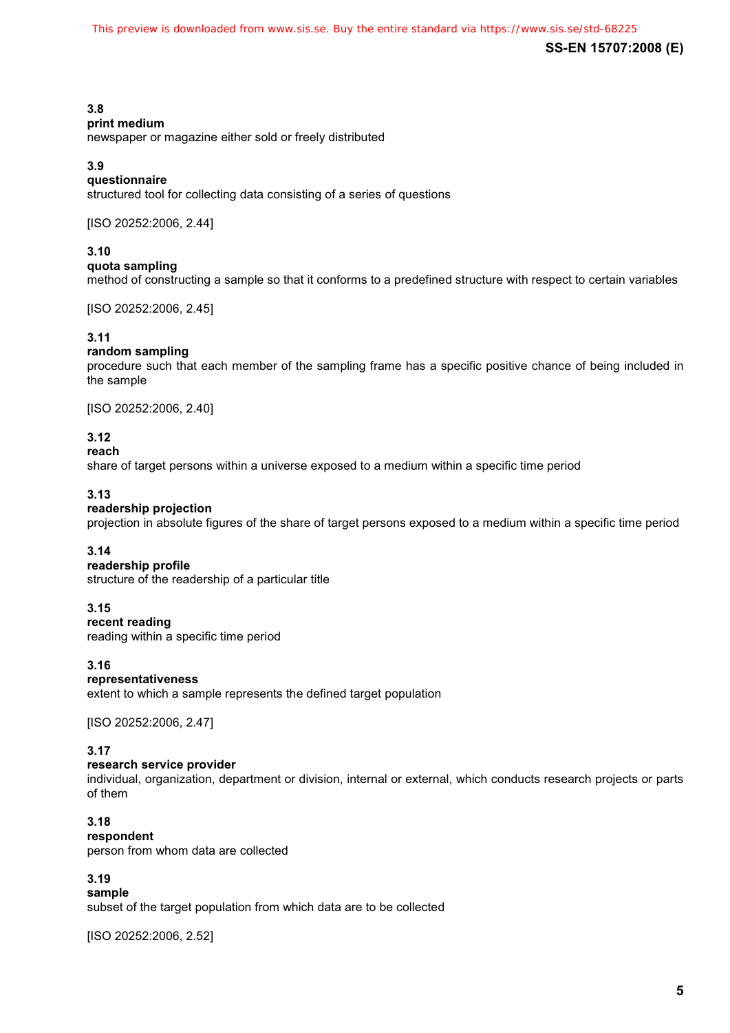**3.8**
**print medium**
newspaper or magazine either sold or freely distributed

**3.9**
**questionnaire**
structured tool for collecting data consisting of a series of questions

[ISO 20252:2006, 2.44]

**3.10**
**quota sampling**
method of constructing a sample so that it conforms to a predefined structure with respect to certain variables

[ISO 20252:2006, 2.45]

**3.11**
**random sampling**
procedure such that each member of the sampling frame has a specific positive chance of being included in the sample

[ISO 20252:2006, 2.40]

**3.12**
**reach**
share of target persons within a universe exposed to a medium within a specific time period

**3.13**
**readership projection**
projection in absolute figures of the share of target persons exposed to a medium within a specific time period

**3.14**
**readership profile**
structure of the readership of a particular title

**3.15**
**recent reading**
reading within a specific time period

**3.16**
**representativeness**
extent to which a sample represents the defined target population

[ISO 20252:2006, 2.47]

**3.17**
**research service provider**
individual, organization, department or division, internal or external, which conducts research projects or parts of them

**3.18**
**respondent**
person from whom data are collected

**3.19**
**sample**
subset of the target population from which data are to be collected

[ISO 20252:2006, 2.52]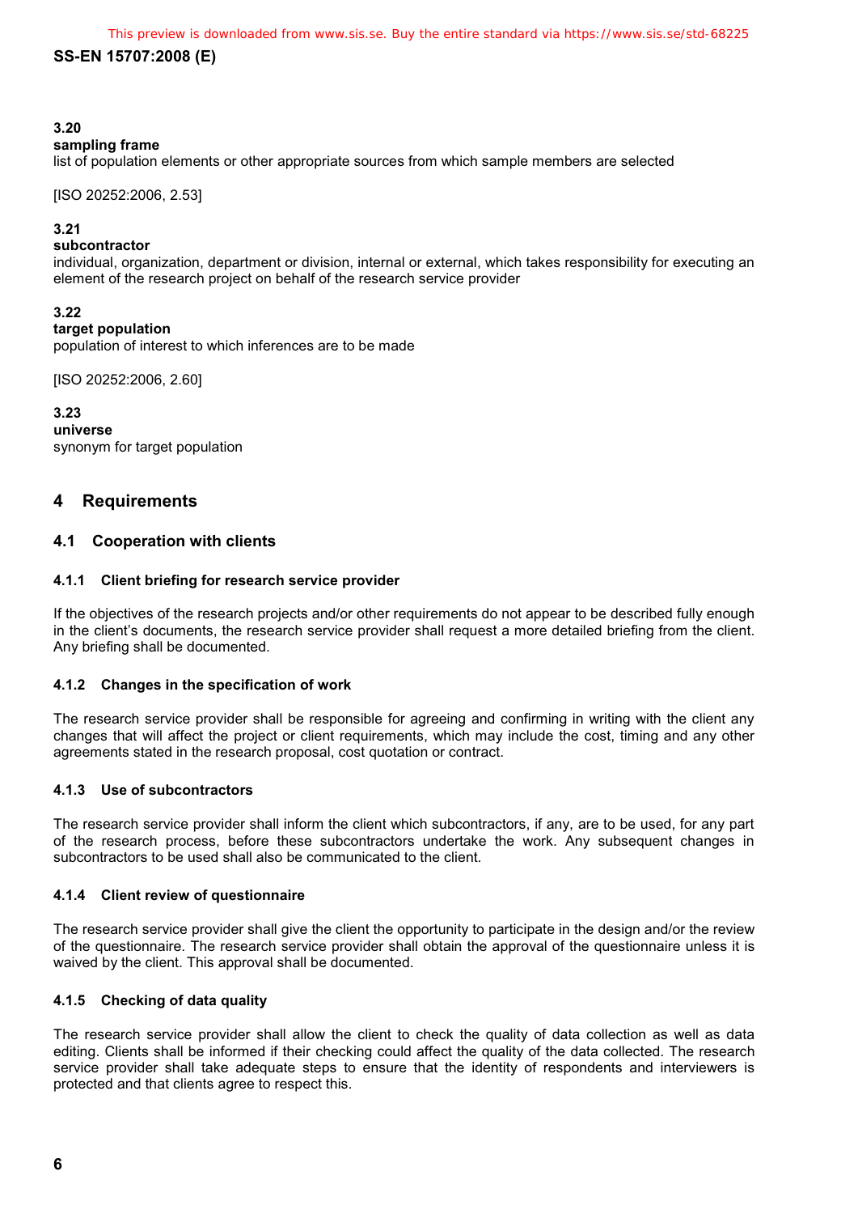**3.20**
**sampling frame**
list of population elements or other appropriate sources from which sample members are selected

[ISO 20252:2006, 2.53]

**3.21**
**subcontractor**
individual, organization, department or division, internal or external, which takes responsibility for executing an element of the research project on behalf of the research service provider

**3.22**
**target population**
population of interest to which inferences are to be made

[ISO 20252:2006, 2.60]

**3.23**
**universe**
synonym for target population

## 4 Requirements

### 4.1 Cooperation with clients

#### 4.1.1 Client briefing for research service provider

If the objectives of the research projects and/or other requirements do not appear to be described fully enough in the client's documents, the research service provider shall request a more detailed briefing from the client. Any briefing shall be documented.

#### 4.1.2 Changes in the specification of work

The research service provider shall be responsible for agreeing and confirming in writing with the client any changes that will affect the project or client requirements, which may include the cost, timing and any other agreements stated in the research proposal, cost quotation or contract.

#### 4.1.3 Use of subcontractors

The research service provider shall inform the client which subcontractors, if any, are to be used, for any part of the research process, before these subcontractors undertake the work. Any subsequent changes in subcontractors to be used shall also be communicated to the client.

#### 4.1.4 Client review of questionnaire

The research service provider shall give the client the opportunity to participate in the design and/or the review of the questionnaire. The research service provider shall obtain the approval of the questionnaire unless it is waived by the client. This approval shall be documented.

#### 4.1.5 Checking of data quality

The research service provider shall allow the client to check the quality of data collection as well as data editing. Clients shall be informed if their checking could affect the quality of the data collected. The research service provider shall take adequate steps to ensure that the identity of respondents and interviewers is protected and that clients agree to respect this.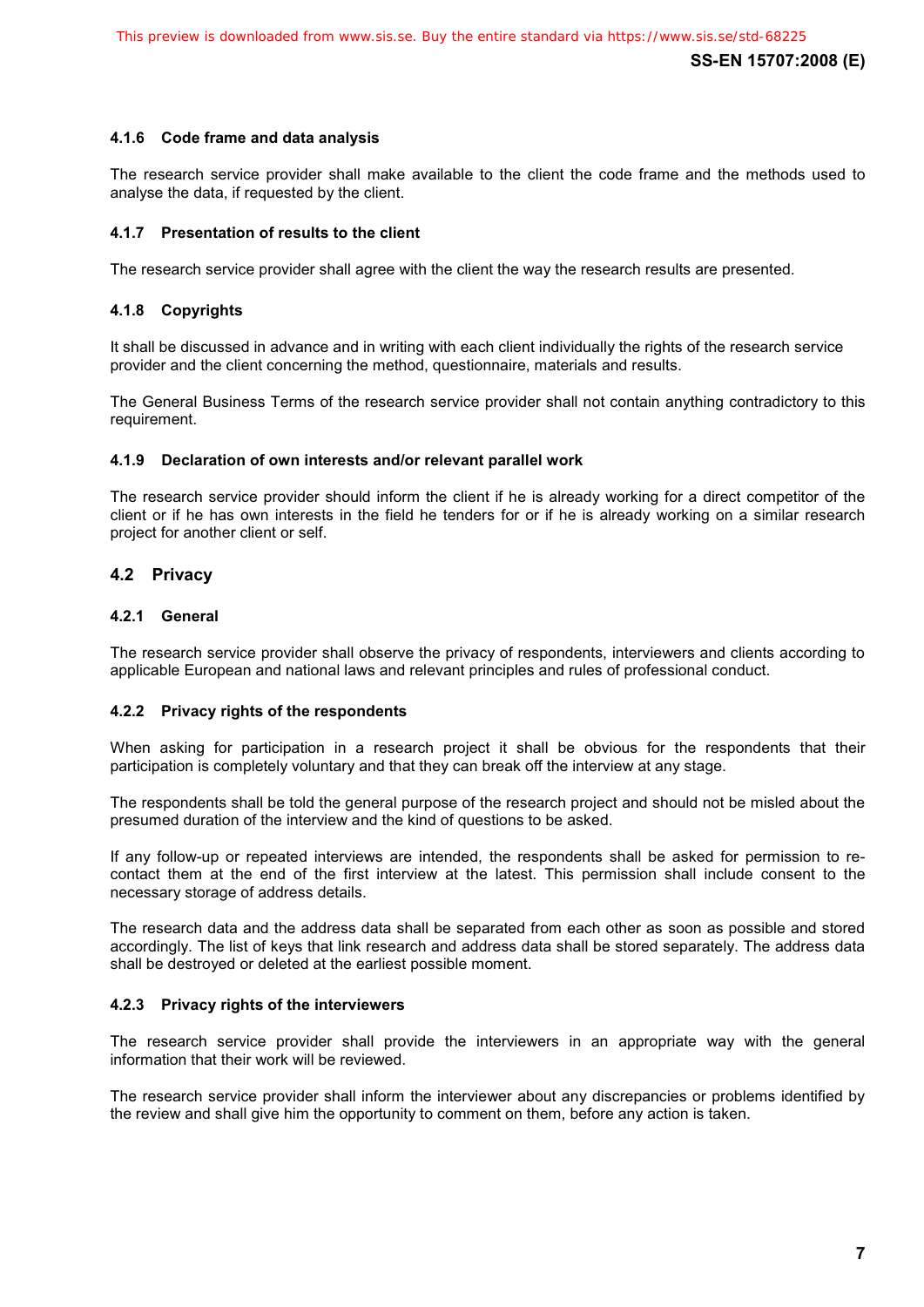#### 4.1.6 Code frame and data analysis

The research service provider shall make available to the client the code frame and the methods used to analyse the data, if requested by the client.

#### 4.1.7 Presentation of results to the client

The research service provider shall agree with the client the way the research results are presented.

#### 4.1.8 Copyrights

It shall be discussed in advance and in writing with each client individually the rights of the research service provider and the client concerning the method, questionnaire, materials and results.

The General Business Terms of the research service provider shall not contain anything contradictory to this requirement.

#### 4.1.9 Declaration of own interests and/or relevant parallel work

The research service provider should inform the client if he is already working for a direct competitor of the client or if he has own interests in the field he tenders for or if he is already working on a similar research project for another client or self.

### 4.2 Privacy

#### 4.2.1 General

The research service provider shall observe the privacy of respondents, interviewers and clients according to applicable European and national laws and relevant principles and rules of professional conduct.

#### 4.2.2 Privacy rights of the respondents

When asking for participation in a research project it shall be obvious for the respondents that their participation is completely voluntary and that they can break off the interview at any stage.

The respondents shall be told the general purpose of the research project and should not be misled about the presumed duration of the interview and the kind of questions to be asked.

If any follow-up or repeated interviews are intended, the respondents shall be asked for permission to re-contact them at the end of the first interview at the latest. This permission shall include consent to the necessary storage of address details.

The research data and the address data shall be separated from each other as soon as possible and stored accordingly. The list of keys that link research and address data shall be stored separately. The address data shall be destroyed or deleted at the earliest possible moment.

#### 4.2.3 Privacy rights of the interviewers

The research service provider shall provide the interviewers in an appropriate way with the general information that their work will be reviewed.

The research service provider shall inform the interviewer about any discrepancies or problems identified by the review and shall give him the opportunity to comment on them, before any action is taken.